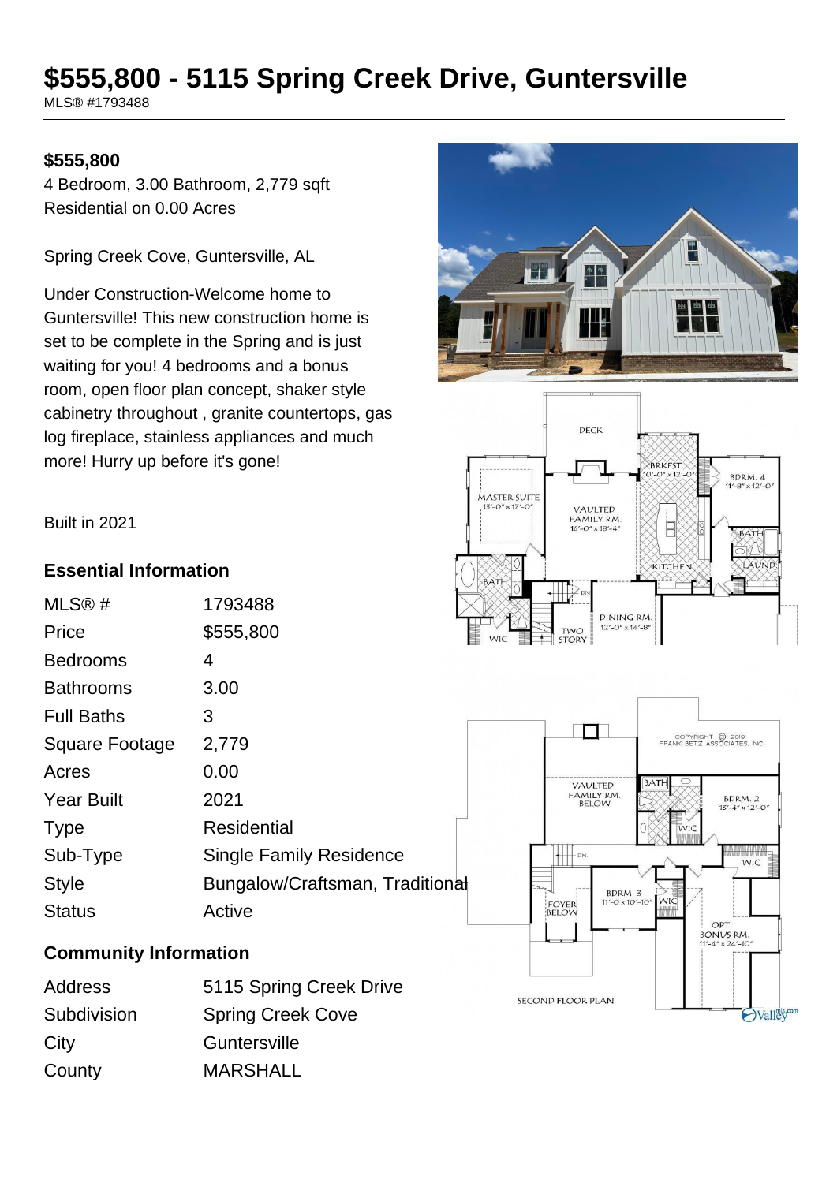# $555,800 - 5115 Spring Creek Drive, Guntersville

MLS® #1793488

**$555,800**

4 Bedroom, 3.00 Bathroom, 2,779 sqft
Residential on 0.00 Acres

Spring Creek Cove, Guntersville, AL

Under Construction-Welcome home to Guntersville! This new construction home is set to be complete in the Spring and is just waiting for you! 4 bedrooms and a bonus room, open floor plan concept, shaker style cabinetry throughout , granite countertops, gas log fireplace, stainless appliances and much more! Hurry up before it's gone!

Built in 2021

## Essential Information

| | |
|---|---|
| MLS® # | 1793488 |
| Price | $555,800 |
| Bedrooms | 4 |
| Bathrooms | 3.00 |
| Full Baths | 3 |
| Square Footage | 2,779 |
| Acres | 0.00 |
| Year Built | 2021 |
| Type | Residential |
| Sub-Type | Single Family Residence |
| Style | Bungalow/Craftsman, Traditional |
| Status | Active |

## Community Information

| | |
|---|---|
| Address | 5115 Spring Creek Drive |
| Subdivision | Spring Creek Cove |
| City | Guntersville |
| County | MARSHALL |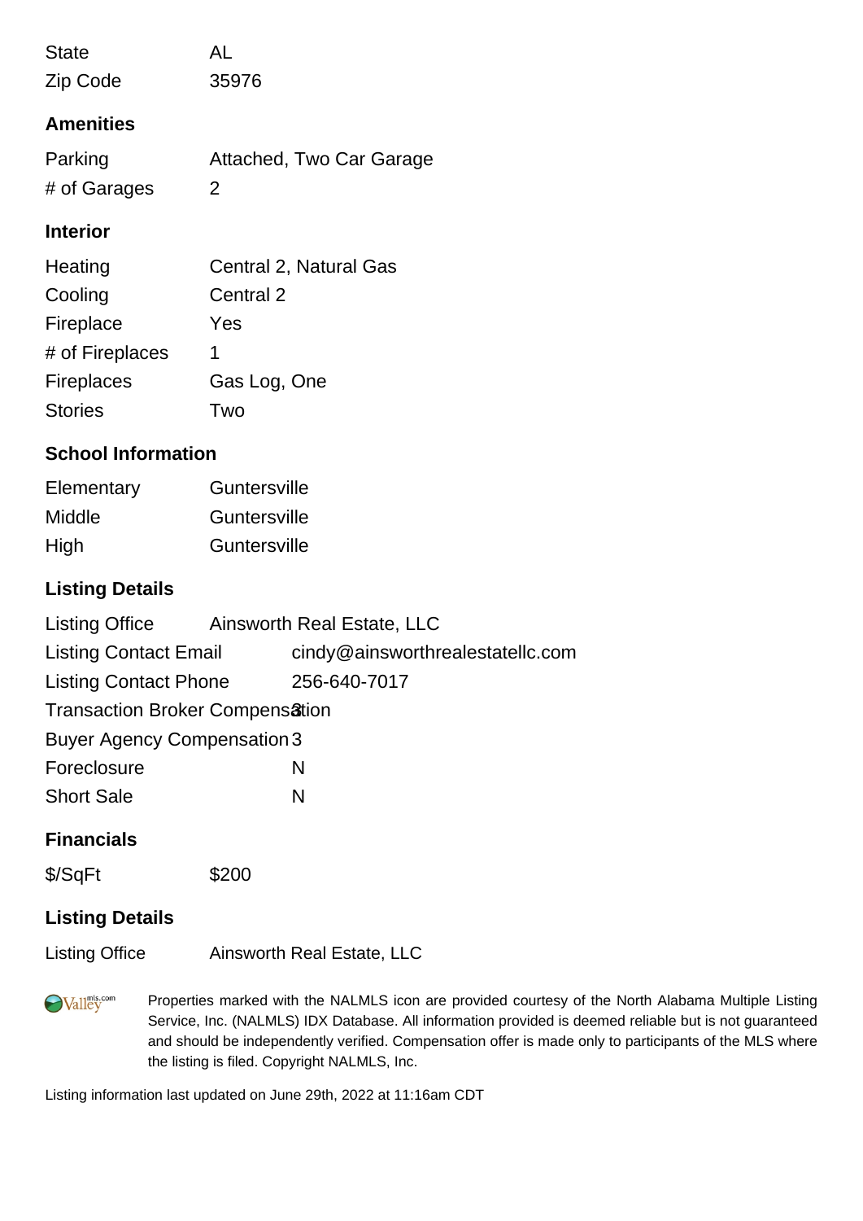| | |
|---|---|
| State | AL |
| Zip Code | 35976 |

## Amenities

| | |
|---|---|
| Parking | Attached, Two Car Garage |
| # of Garages | 2 |

## Interior

| | |
|---|---|
| Heating | Central 2, Natural Gas |
| Cooling | Central 2 |
| Fireplace | Yes |
| # of Fireplaces | 1 |
| Fireplaces | Gas Log, One |
| Stories | Two |

## School Information

| | |
|---|---|
| Elementary | Guntersville |
| Middle | Guntersville |
| High | Guntersville |

## Listing Details

| | |
|---|---|
| Listing Office | Ainsworth Real Estate, LLC |
| Listing Contact Email | cindy@ainsworthrealestatellc.com |
| Listing Contact Phone | 256-640-7017 |
| Transaction Broker Compensation | 3 |
| Buyer Agency Compensation | 3 |
| Foreclosure | N |
| Short Sale | N |

## Financials

| | |
|---|---|
| $/SqFt | $200 |

## Listing Details

| | |
|---|---|
| Listing Office | Ainsworth Real Estate, LLC |

Properties marked with the NALMLS icon are provided courtesy of the North Alabama Multiple Listing Service, Inc. (NALMLS) IDX Database. All information provided is deemed reliable but is not guaranteed and should be independently verified. Compensation offer is made only to participants of the MLS where the listing is filed. Copyright NALMLS, Inc.

Listing information last updated on June 29th, 2022 at 11:16am CDT